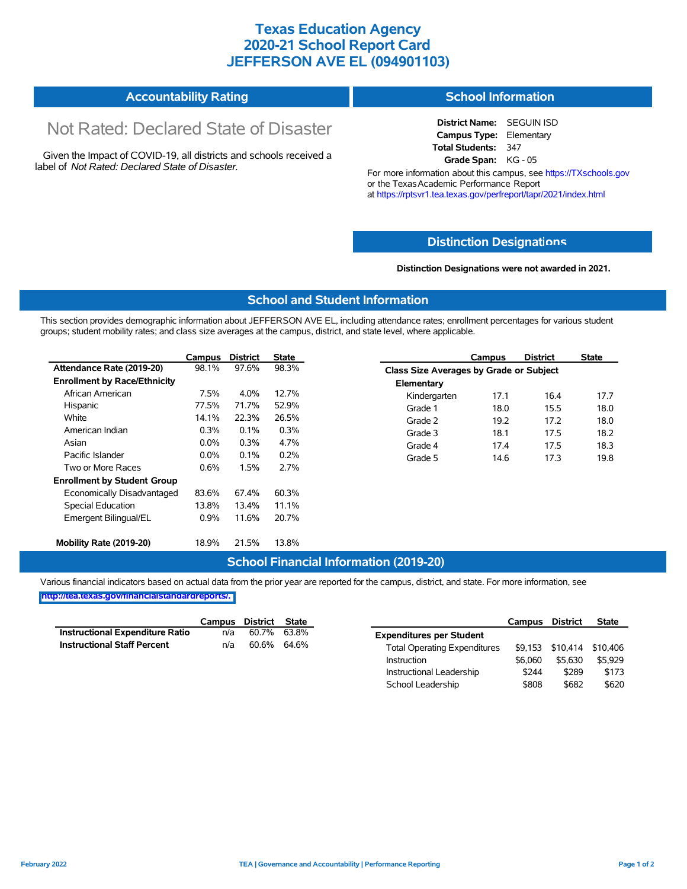# Texas Education Agency
# 2020-21 School Report Card
# JEFFERSON AVE EL (094901103)

## Accountability Rating

Not Rated: Declared State of Disaster

Given the Impact of COVID-19, all districts and schools received a label of *Not Rated: Declared State of Disaster*.

## School Information

**District Name:** SEGUIN ISD
**Campus Type:** Elementary
**Total Students:** 347
**Grade Span:** KG - 05

For more information about this campus, see https://TXschools.gov or the Texas Academic Performance Report at https://rptsvr1.tea.texas.gov/perfreport/tapr/2021/index.html

## Distinction Designations

**Distinction Designations were not awarded in 2021.**

## School and Student Information

This section provides demographic information about JEFFERSON AVE EL, including attendance rates; enrollment percentages for various student groups; student mobility rates; and class size averages at the campus, district, and state level, where applicable.

| | Campus | District | State |
|---|---|---|---|
| **Attendance Rate (2019-20)** | 98.1% | 97.6% | 98.3% |
| **Enrollment by Race/Ethnicity** | | | |
| African American | 7.5% | 4.0% | 12.7% |
| Hispanic | 77.5% | 71.7% | 52.9% |
| White | 14.1% | 22.3% | 26.5% |
| American Indian | 0.3% | 0.1% | 0.3% |
| Asian | 0.0% | 0.3% | 4.7% |
| Pacific Islander | 0.0% | 0.1% | 0.2% |
| Two or More Races | 0.6% | 1.5% | 2.7% |
| **Enrollment by Student Group** | | | |
| Economically Disadvantaged | 83.6% | 67.4% | 60.3% |
| Special Education | 13.8% | 13.4% | 11.1% |
| Emergent Bilingual/EL | 0.9% | 11.6% | 20.7% |
| **Mobility Rate (2019-20)** | 18.9% | 21.5% | 13.8% |

| | Campus | District | State |
|---|---|---|---|
| **Class Size Averages by Grade or Subject** | | | |
| **Elementary** | | | |
| Kindergarten | 17.1 | 16.4 | 17.7 |
| Grade 1 | 18.0 | 15.5 | 18.0 |
| Grade 2 | 19.2 | 17.2 | 18.0 |
| Grade 3 | 18.1 | 17.5 | 18.2 |
| Grade 4 | 17.4 | 17.5 | 18.3 |
| Grade 5 | 14.6 | 17.3 | 19.8 |

## School Financial Information (2019-20)

Various financial indicators based on actual data from the prior year are reported for the campus, district, and state. For more information, see http://tea.texas.gov/financialstandardreports/.

| | Campus | District | State |
|---|---|---|---|
| **Instructional Expenditure Ratio** | n/a | 60.7% | 63.8% |
| **Instructional Staff Percent** | n/a | 60.6% | 64.6% |

| | Campus | District | State |
|---|---|---|---|
| **Expenditures per Student** | | | |
| Total Operating Expenditures | $9,153 | $10,414 | $10,406 |
| Instruction | $6,060 | $5,630 | $5,929 |
| Instructional Leadership | $244 | $289 | $173 |
| School Leadership | $808 | $682 | $620 |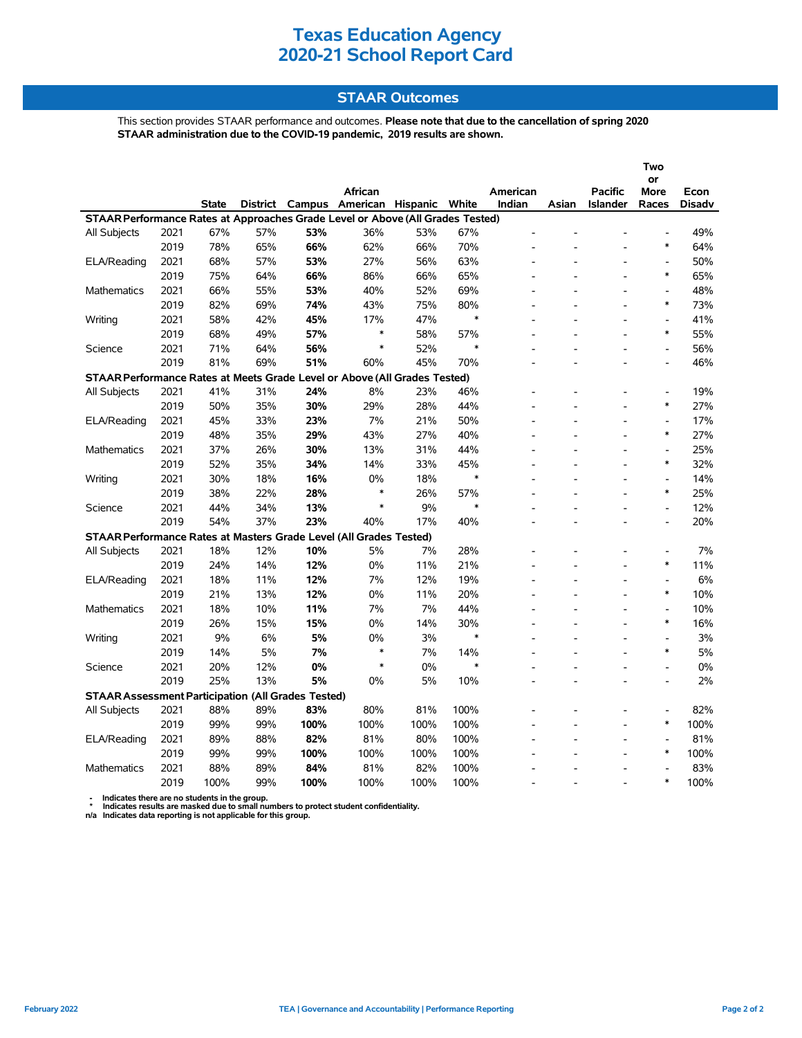# Texas Education Agency
# 2020-21 School Report Card

## STAAR Outcomes

This section provides STAAR performance and outcomes. **Please note that due to the cancellation of spring 2020 STAAR administration due to the COVID-19 pandemic, 2019 results are shown.**

| | | State | District | Campus | African American | Hispanic | White | American Indian | Asian | Pacific Islander | Two or More Races | Econ Disadv |
|---|---|---|---|---|---|---|---|---|---|---|---|---|
| **STAAR Performance Rates at Approaches Grade Level or Above (All Grades Tested)** | | | | | | | | | | | | |
| All Subjects | 2021 | 67% | 57% | **53%** | 36% | 53% | 67% | - | - | - | - | 49% |
| | 2019 | 78% | 65% | **66%** | 62% | 66% | 70% | - | - | - | * | 64% |
| ELA/Reading | 2021 | 68% | 57% | **53%** | 27% | 56% | 63% | - | - | - | - | 50% |
| | 2019 | 75% | 64% | **66%** | 86% | 66% | 65% | - | - | - | * | 65% |
| Mathematics | 2021 | 66% | 55% | **53%** | 40% | 52% | 69% | - | - | - | - | 48% |
| | 2019 | 82% | 69% | **74%** | 43% | 75% | 80% | - | - | - | * | 73% |
| Writing | 2021 | 58% | 42% | **45%** | 17% | 47% | * | - | - | - | - | 41% |
| | 2019 | 68% | 49% | **57%** | * | 58% | 57% | - | - | - | * | 55% |
| Science | 2021 | 71% | 64% | **56%** | * | 52% | * | - | - | - | - | 56% |
| | 2019 | 81% | 69% | **51%** | 60% | 45% | 70% | - | - | - | - | 46% |
| **STAAR Performance Rates at Meets Grade Level or Above (All Grades Tested)** | | | | | | | | | | | | |
| All Subjects | 2021 | 41% | 31% | **24%** | 8% | 23% | 46% | - | - | - | - | 19% |
| | 2019 | 50% | 35% | **30%** | 29% | 28% | 44% | - | - | - | * | 27% |
| ELA/Reading | 2021 | 45% | 33% | **23%** | 7% | 21% | 50% | - | - | - | - | 17% |
| | 2019 | 48% | 35% | **29%** | 43% | 27% | 40% | - | - | - | * | 27% |
| Mathematics | 2021 | 37% | 26% | **30%** | 13% | 31% | 44% | - | - | - | - | 25% |
| | 2019 | 52% | 35% | **34%** | 14% | 33% | 45% | - | - | - | * | 32% |
| Writing | 2021 | 30% | 18% | **16%** | 0% | 18% | * | - | - | - | - | 14% |
| | 2019 | 38% | 22% | **28%** | * | 26% | 57% | - | - | - | * | 25% |
| Science | 2021 | 44% | 34% | **13%** | * | 9% | * | - | - | - | - | 12% |
| | 2019 | 54% | 37% | **23%** | 40% | 17% | 40% | - | - | - | - | 20% |
| **STAAR Performance Rates at Masters Grade Level (All Grades Tested)** | | | | | | | | | | | | |
| All Subjects | 2021 | 18% | 12% | **10%** | 5% | 7% | 28% | - | - | - | - | 7% |
| | 2019 | 24% | 14% | **12%** | 0% | 11% | 21% | - | - | - | * | 11% |
| ELA/Reading | 2021 | 18% | 11% | **12%** | 7% | 12% | 19% | - | - | - | - | 6% |
| | 2019 | 21% | 13% | **12%** | 0% | 11% | 20% | - | - | - | * | 10% |
| Mathematics | 2021 | 18% | 10% | **11%** | 7% | 7% | 44% | - | - | - | - | 10% |
| | 2019 | 26% | 15% | **15%** | 0% | 14% | 30% | - | - | - | * | 16% |
| Writing | 2021 | 9% | 6% | **5%** | 0% | 3% | * | - | - | - | - | 3% |
| | 2019 | 14% | 5% | **7%** | * | 7% | 14% | - | - | - | * | 5% |
| Science | 2021 | 20% | 12% | **0%** | * | 0% | * | - | - | - | - | 0% |
| | 2019 | 25% | 13% | **5%** | 0% | 5% | 10% | - | - | - | - | 2% |
| **STAAR Assessment Participation (All Grades Tested)** | | | | | | | | | | | | |
| All Subjects | 2021 | 88% | 89% | **83%** | 80% | 81% | 100% | - | - | - | - | 82% |
| | 2019 | 99% | 99% | **100%** | 100% | 100% | 100% | - | - | - | * | 100% |
| ELA/Reading | 2021 | 89% | 88% | **82%** | 81% | 80% | 100% | - | - | - | - | 81% |
| | 2019 | 99% | 99% | **100%** | 100% | 100% | 100% | - | - | - | * | 100% |
| Mathematics | 2021 | 88% | 89% | **84%** | 81% | 82% | 100% | - | - | - | - | 83% |
| | 2019 | 100% | 99% | **100%** | 100% | 100% | 100% | - | - | - | * | 100% |

- Indicates there are no students in the group.
\* Indicates results are masked due to small numbers to protect student confidentiality.
n/a Indicates data reporting is not applicable for this group.